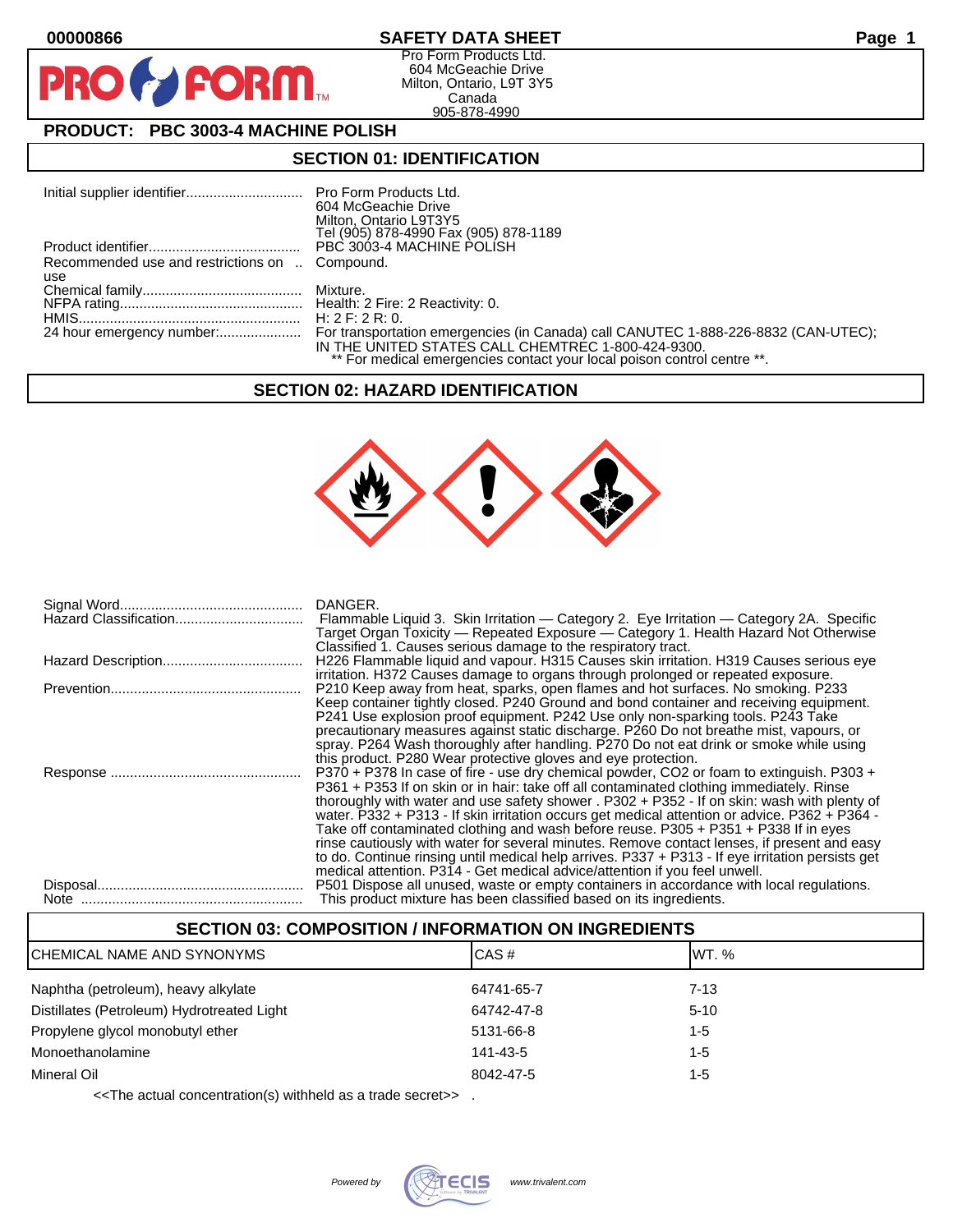00000866 **SAFETY DATA SHEET**

Pro Form Products Ltd.
604 McGeachie Drive
Milton, Ontario, L9T 3Y5
Canada
905-878-4990

## PRODUCT: PBC 3003-4 MACHINE POLISH

## SECTION 01: IDENTIFICATION

| | |
|---|---|
| Initial supplier identifier | Pro Form Products Ltd.<br>604 McGeachie Drive<br>Milton, Ontario L9T3Y5<br>Tel (905) 878-4990 Fax (905) 878-1189 |
| Product identifier | PBC 3003-4 MACHINE POLISH |
| Recommended use and restrictions on use | Compound. |
| Chemical family | Mixture. |
| NFPA rating | Health: 2 Fire: 2 Reactivity: 0. |
| HMIS | H: 2 F: 2 R: 0. |
| 24 hour emergency number | For transportation emergencies (in Canada) call CANUTEC 1-888-226-8832 (CAN-UTEC); IN THE UNITED STATES CALL CHEMTREC 1-800-424-9300.<br>** For medical emergencies contact your local poison control centre **. |

## SECTION 02: HAZARD IDENTIFICATION

| | |
|---|---|
| Signal Word | DANGER. |
| Hazard Classification | Flammable Liquid 3. Skin Irritation — Category 2. Eye Irritation — Category 2A. Specific Target Organ Toxicity — Repeated Exposure — Category 1. Health Hazard Not Otherwise Classified 1. Causes serious damage to the respiratory tract. |
| Hazard Description | H226 Flammable liquid and vapour. H315 Causes skin irritation. H319 Causes serious eye irritation. H372 Causes damage to organs through prolonged or repeated exposure. |
| Prevention | P210 Keep away from heat, sparks, open flames and hot surfaces. No smoking. P233 Keep container tightly closed. P240 Ground and bond container and receiving equipment. P241 Use explosion proof equipment. P242 Use only non-sparking tools. P243 Take precautionary measures against static discharge. P260 Do not breathe mist, vapours, or spray. P264 Wash thoroughly after handling. P270 Do not eat drink or smoke while using this product. P280 Wear protective gloves and eye protection. |
| Response | P370 + P378 In case of fire - use dry chemical powder, CO2 or foam to extinguish. P303 + P361 + P353 If on skin or in hair: take off all contaminated clothing immediately. Rinse thoroughly with water and use safety shower . P302 + P352 - If on skin: wash with plenty of water. P332 + P313 - If skin irritation occurs get medical attention or advice. P362 + P364 - Take off contaminated clothing and wash before reuse. P305 + P351 + P338 If in eyes rinse cautiously with water for several minutes. Remove contact lenses, if present and easy to do. Continue rinsing until medical help arrives. P337 + P313 - If eye irritation persists get medical attention. P314 - Get medical advice/attention if you feel unwell. |
| Disposal | P501 Dispose all unused, waste or empty containers in accordance with local regulations. |
| Note | This product mixture has been classified based on its ingredients. |

## SECTION 03: COMPOSITION / INFORMATION ON INGREDIENTS

| CHEMICAL NAME AND SYNONYMS | CAS # | WT. % |
|---|---|---|
| Naphtha (petroleum), heavy alkylate | 64741-65-7 | 7-13 |
| Distillates (Petroleum) Hydrotreated Light | 64742-47-8 | 5-10 |
| Propylene glycol monobutyl ether | 5131-66-8 | 1-5 |
| Monoethanolamine | 141-43-5 | 1-5 |
| Mineral Oil | 8042-47-5 | 1-5 |

<<The actual concentration(s) withheld as a trade secret>> .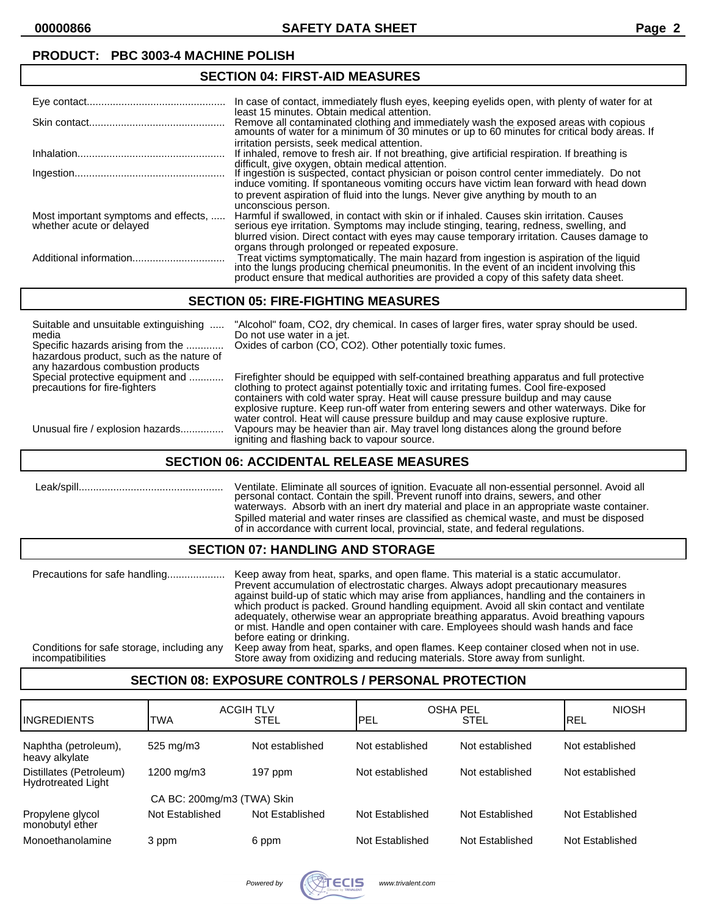**PRODUCT: PBC 3003-4 MACHINE POLISH**

## SECTION 04: FIRST-AID MEASURES

| | |
|---|---|
| Eye contact | In case of contact, immediately flush eyes, keeping eyelids open, with plenty of water for at least 15 minutes. Obtain medical attention. |
| Skin contact | Remove all contaminated clothing and immediately wash the exposed areas with copious amounts of water for a minimum of 30 minutes or up to 60 minutes for critical body areas. If irritation persists, seek medical attention. |
| Inhalation | If inhaled, remove to fresh air. If not breathing, give artificial respiration. If breathing is difficult, give oxygen, obtain medical attention. |
| Ingestion | If ingestion is suspected, contact physician or poison control center immediately. Do not induce vomiting. If spontaneous vomiting occurs have victim lean forward with head down to prevent aspiration of fluid into the lungs. Never give anything by mouth to an unconscious person. |
| Most important symptoms and effects, whether acute or delayed | Harmful if swallowed, in contact with skin or if inhaled. Causes skin irritation. Causes serious eye irritation. Symptoms may include stinging, tearing, redness, swelling, and blurred vision. Direct contact with eyes may cause temporary irritation. Causes damage to organs through prolonged or repeated exposure. |
| Additional information | Treat victims symptomatically. The main hazard from ingestion is aspiration of the liquid into the lungs producing chemical pneumonitis. In the event of an incident involving this product ensure that medical authorities are provided a copy of this safety data sheet. |

## SECTION 05: FIRE-FIGHTING MEASURES

| | |
|---|---|
| Suitable and unsuitable extinguishing media | "Alcohol" foam, $CO_2$, dry chemical. In cases of larger fires, water spray should be used. Do not use water in a jet. |
| Specific hazards arising from the hazardous product, such as the nature of any hazardous combustion products | Oxides of carbon (CO, $CO_2$). Other potentially toxic fumes. |
| Special protective equipment and precautions for fire-fighters | Firefighter should be equipped with self-contained breathing apparatus and full protective clothing to protect against potentially toxic and irritating fumes. Cool fire-exposed containers with cold water spray. Heat will cause pressure buildup and may cause explosive rupture. Keep run-off water from entering sewers and other waterways. Dike for water control. Heat will cause pressure buildup and may cause explosive rupture. |
| Unusual fire / explosion hazards | Vapours may be heavier than air. May travel long distances along the ground before igniting and flashing back to vapour source. |

## SECTION 06: ACCIDENTAL RELEASE MEASURES

| | |
|---|---|
| Leak/spill | Ventilate. Eliminate all sources of ignition. Evacuate all non-essential personnel. Avoid all personal contact. Contain the spill. Prevent runoff into drains, sewers, and other waterways. Absorb with an inert dry material and place in an appropriate waste container. Spilled material and water rinses are classified as chemical waste, and must be disposed of in accordance with current local, provincial, state, and federal regulations. |

## SECTION 07: HANDLING AND STORAGE

| | |
|---|---|
| Precautions for safe handling | Keep away from heat, sparks, and open flame. This material is a static accumulator. Prevent accumulation of electrostatic charges. Always adopt precautionary measures against build-up of static which may arise from appliances, handling and the containers in which product is packed. Ground handling equipment. Avoid all skin contact and ventilate adequately, otherwise wear an appropriate breathing apparatus. Avoid breathing vapours or mist. Handle and open container with care. Employees should wash hands and face before eating or drinking. |
| Conditions for safe storage, including any incompatibilities | Keep away from heat, sparks, and open flames. Keep container closed when not in use. Store away from oxidizing and reducing materials. Store away from sunlight. |

## SECTION 08: EXPOSURE CONTROLS / PERSONAL PROTECTION

| INGREDIENTS | ACGIH TLV | | OSHA PEL | | NIOSH |
|---|---|---|---|---|---|
| | TWA | STEL | PEL | STEL | REL |
| Naphtha (petroleum), heavy alkylate | 525 mg/m3 | Not established | Not established | Not established | Not established |
| Distillates (Petroleum) Hydrotreated Light | 1200 mg/m3 | 197 ppm | Not established | Not established | Not established |
| | CA BC: 200mg/m3 (TWA) Skin | | | | |
| Propylene glycol monobutyl ether | Not Established | Not Established | Not Established | Not Established | Not Established |
| Monoethanolamine | 3 ppm | 6 ppm | Not Established | Not Established | Not Established |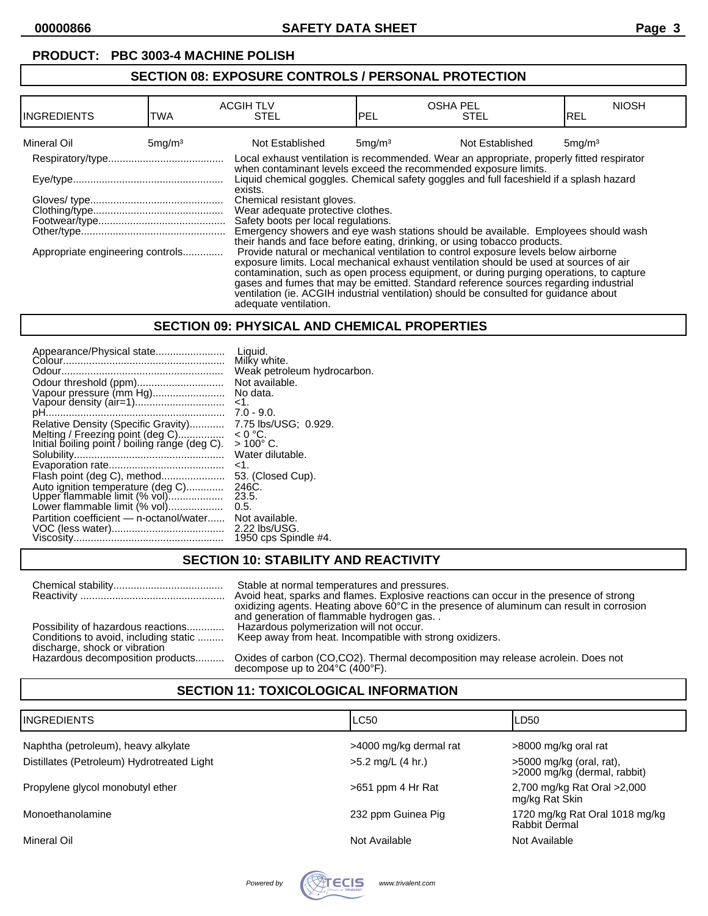**PRODUCT: PBC 3003-4 MACHINE POLISH**

## SECTION 08: EXPOSURE CONTROLS / PERSONAL PROTECTION

| INGREDIENTS | ACGIH TLV TWA | ACGIH TLV STEL | OSHA PEL PEL | OSHA PEL STEL | NIOSH REL |
|---|---|---|---|---|---|
| Mineral Oil | 5mg/m³ | Not Established | 5mg/m³ | Not Established | 5mg/m³ |

Respiratory/type........................................ Local exhaust ventilation is recommended. Wear an appropriate, properly fitted respirator when contaminant levels exceed the recommended exposure limits.

Eye/type................................................... Liquid chemical goggles. Chemical safety goggles and full faceshield if a splash hazard exists.

Gloves/ type.............................................. Chemical resistant gloves.

Clothing/type............................................. Wear adequate protective clothes.

Footwear/type............................................ Safety boots per local regulations.

Other/type.................................................. Emergency showers and eye wash stations should be available. Employees should wash their hands and face before eating, drinking, or using tobacco products.

Appropriate engineering controls.............. Provide natural or mechanical ventilation to control exposure levels below airborne exposure limits. Local mechanical exhaust ventilation should be used at sources of air contamination, such as open process equipment, or during purging operations, to capture gases and fumes that may be emitted. Standard reference sources regarding industrial ventilation (ie. ACGIH industrial ventilation) should be consulted for guidance about adequate ventilation.

## SECTION 09: PHYSICAL AND CHEMICAL PROPERTIES

Appearance/Physical state........................ Liquid.
Colour........................................................ Milky white.
Odour......................................................... Weak petroleum hydrocarbon.
Odour threshold (ppm).............................. Not available.
Vapour pressure (mm Hg)......................... No data.
Vapour density (air=1).............................. <1.
pH.............................................................. 7.0 - 9.0.
Relative Density (Specific Gravity)............ 7.75 lbs/USG; 0.929.
Melting / Freezing point (deg C)................ < 0 °C.
Initial boiling point / boiling range (deg C). > 100° C.
Solubility.................................................... Water dilutable.
Evaporation rate........................................ <1.
Flash point (deg C), method...................... 53. (Closed Cup).
Auto ignition temperature (deg C)............. 246C.
Upper flammable limit (% vol).................. 23.5.
Lower flammable limit (% vol).................. 0.5.
Partition coefficient — n-octanol/water...... Not available.
VOC (less water)....................................... 2.22 lbs/USG.
Viscosity.................................................... 1950 cps Spindle #4.

## SECTION 10: STABILITY AND REACTIVITY

Chemical stability...................................... Stable at normal temperatures and pressures.

Reactivity .................................................. Avoid heat, sparks and flames. Explosive reactions can occur in the presence of strong oxidizing agents. Heating above 60°C in the presence of aluminum can result in corrosion and generation of flammable hydrogen gas. .

Possibility of hazardous reactions............. Hazardous polymerization will not occur.

Conditions to avoid, including static discharge, shock or vibration ......... Keep away from heat. Incompatible with strong oxidizers.

Hazardous decomposition products.......... Oxides of carbon (CO,CO2). Thermal decomposition may release acrolein. Does not decompose up to 204°C (400°F).

## SECTION 11: TOXICOLOGICAL INFORMATION

| INGREDIENTS | LC50 | LD50 |
|---|---|---|
| Naphtha (petroleum), heavy alkylate | >4000 mg/kg dermal rat | >8000 mg/kg oral rat |
| Distillates (Petroleum) Hydrotreated Light | >5.2 mg/L (4 hr.) | >5000 mg/kg (oral, rat), >2000 mg/kg (dermal, rabbit) |
| Propylene glycol monobutyl ether | >651 ppm 4 Hr Rat | 2,700 mg/kg Rat Oral >2,000 mg/kg Rat Skin |
| Monoethanolamine | 232 ppm Guinea Pig | 1720 mg/kg Rat Oral 1018 mg/kg Rabbit Dermal |
| Mineral Oil | Not Available | Not Available |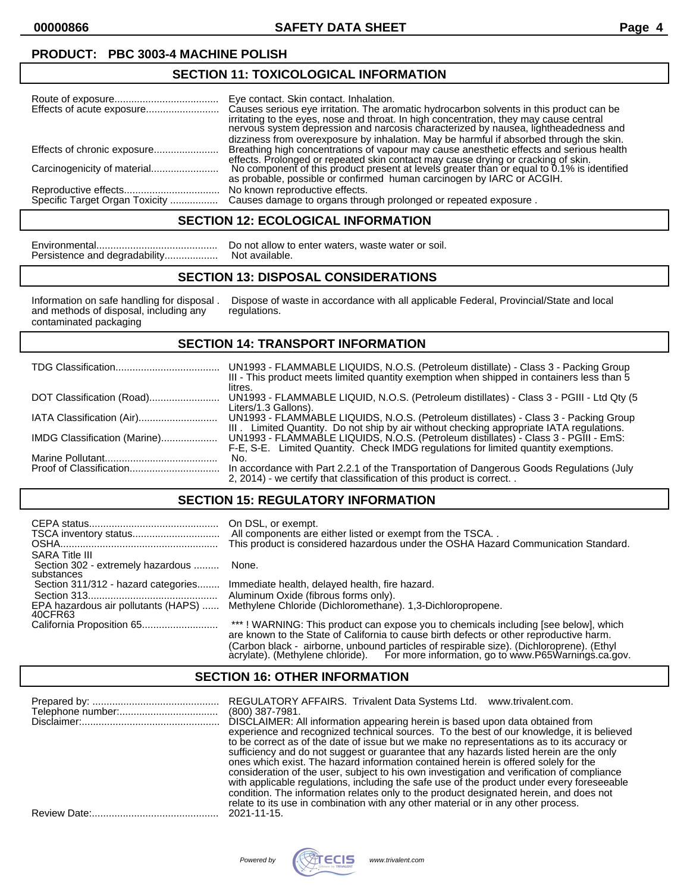**PRODUCT: PBC 3003-4 MACHINE POLISH**

## SECTION 11: TOXICOLOGICAL INFORMATION

| | |
|---|---|
| Route of exposure | Eye contact. Skin contact. Inhalation. |
| Effects of acute exposure | Causes serious eye irritation. The aromatic hydrocarbon solvents in this product can be irritating to the eyes, nose and throat. In high concentration, they may cause central nervous system depression and narcosis characterized by nausea, lightheadedness and dizziness from overexposure by inhalation. May be harmful if absorbed through the skin. |
| Effects of chronic exposure | Breathing high concentrations of vapour may cause anesthetic effects and serious health effects. Prolonged or repeated skin contact may cause drying or cracking of skin. |
| Carcinogenicity of material | No component of this product present at levels greater than or equal to 0.1% is identified as probable, possible or confirmed human carcinogen by IARC or ACGIH. |
| Reproductive effects | No known reproductive effects. |
| Specific Target Organ Toxicity | Causes damage to organs through prolonged or repeated exposure . |

## SECTION 12: ECOLOGICAL INFORMATION

| | |
|---|---|
| Environmental | Do not allow to enter waters, waste water or soil. |
| Persistence and degradability | Not available. |

## SECTION 13: DISPOSAL CONSIDERATIONS

| | |
|---|---|
| Information on safe handling for disposal . and methods of disposal, including any contaminated packaging | Dispose of waste in accordance with all applicable Federal, Provincial/State and local regulations. |

## SECTION 14: TRANSPORT INFORMATION

| | |
|---|---|
| TDG Classification | UN1993 - FLAMMABLE LIQUIDS, N.O.S. (Petroleum distillate) - Class 3 - Packing Group III - This product meets limited quantity exemption when shipped in containers less than 5 litres. |
| DOT Classification (Road) | UN1993 - FLAMMABLE LIQUID, N.O.S. (Petroleum distillates) - Class 3 - PGIII - Ltd Qty (5 Liters/1.3 Gallons). |
| IATA Classification (Air) | UN1993 - FLAMMABLE LIQUIDS, N.O.S. (Petroleum distillates) - Class 3 - Packing Group III . Limited Quantity. Do not ship by air without checking appropriate IATA regulations. |
| IMDG Classification (Marine) | UN1993 - FLAMMABLE LIQUIDS, N.O.S. (Petroleum distillates) - Class 3 - PGIII - EmS: F-E, S-E. Limited Quantity. Check IMDG regulations for limited quantity exemptions. |
| Marine Pollutant | No. |
| Proof of Classification | In accordance with Part 2.2.1 of the Transportation of Dangerous Goods Regulations (July 2, 2014) - we certify that classification of this product is correct. . |

## SECTION 15: REGULATORY INFORMATION

| | |
|---|---|
| CEPA status | On DSL, or exempt. |
| TSCA inventory status | All components are either listed or exempt from the TSCA. . |
| OSHA | This product is considered hazardous under the OSHA Hazard Communication Standard. |
| SARA Title III | |
| Section 302 - extremely hazardous substances | None. |
| Section 311/312 - hazard categories | Immediate health, delayed health, fire hazard. |
| Section 313 | Aluminum Oxide (fibrous forms only). |
| EPA hazardous air pollutants (HAPS) 40CFR63 | Methylene Chloride (Dichloromethane). 1,3-Dichloropropene. |
| California Proposition 65 | *** ! WARNING: This product can expose you to chemicals including [see below], which are known to the State of California to cause birth defects or other reproductive harm. (Carbon black - airborne, unbound particles of respirable size). (Dichloroprene). (Ethyl acrylate). (Methylene chloride). For more information, go to www.P65Warnings.ca.gov. |

## SECTION 16: OTHER INFORMATION

| | |
|---|---|
| Prepared by: | REGULATORY AFFAIRS. Trivalent Data Systems Ltd. www.trivalent.com. |
| Telephone number: | (800) 387-7981. |
| Disclaimer: | DISCLAIMER: All information appearing herein is based upon data obtained from experience and recognized technical sources. To the best of our knowledge, it is believed to be correct as of the date of issue but we make no representations as to its accuracy or sufficiency and do not suggest or guarantee that any hazards listed herein are the only ones which exist. The hazard information contained herein is offered solely for the consideration of the user, subject to his own investigation and verification of compliance with applicable regulations, including the safe use of the product under every foreseeable condition. The information relates only to the product designated herein, and does not relate to its use in combination with any other material or in any other process. |
| Review Date: | 2021-11-15. |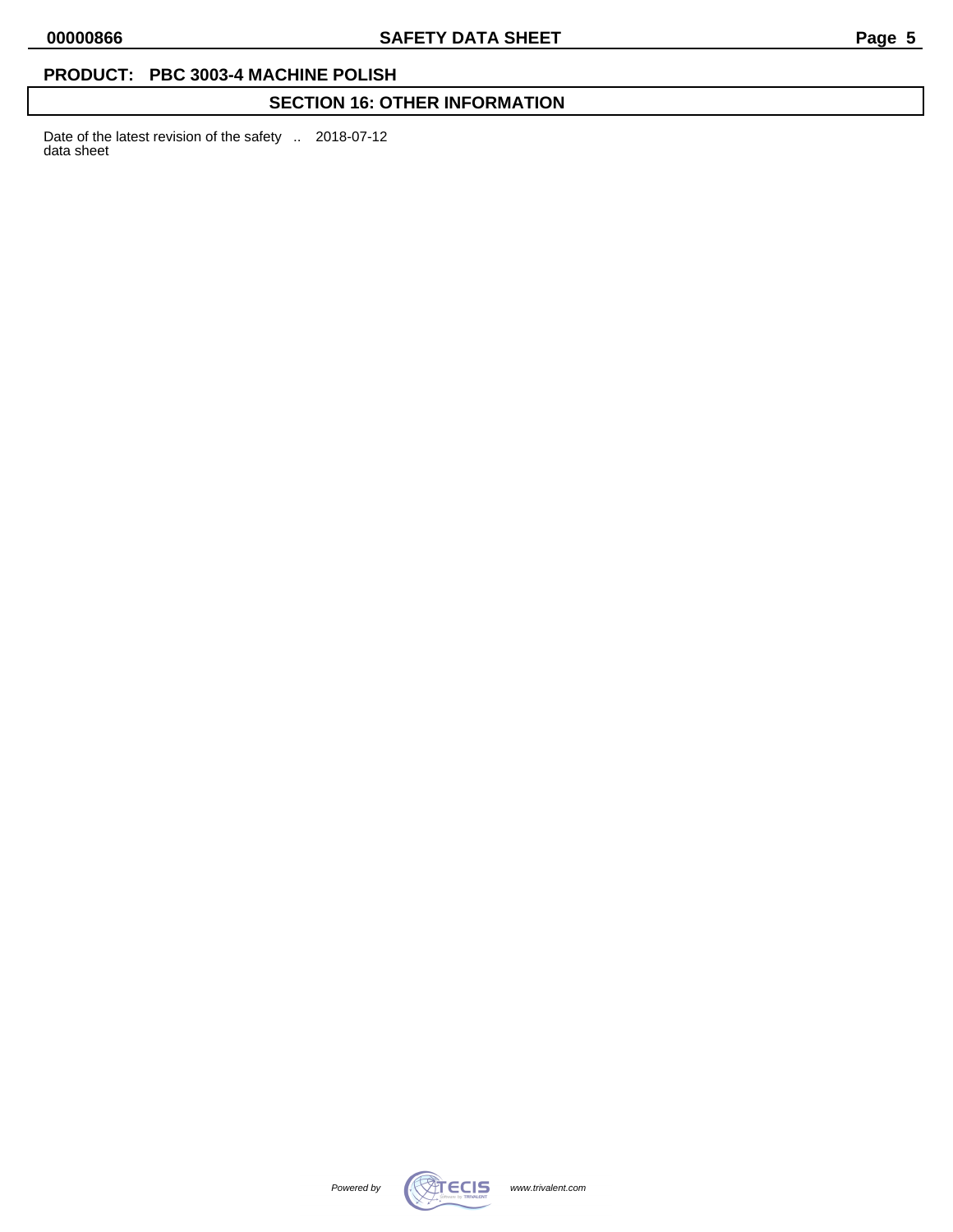**PRODUCT: PBC 3003-4 MACHINE POLISH**

## SECTION 16: OTHER INFORMATION

| | | |
|---|---|---|
| Date of the latest revision of the safety data sheet | .. | 2018-07-12 |